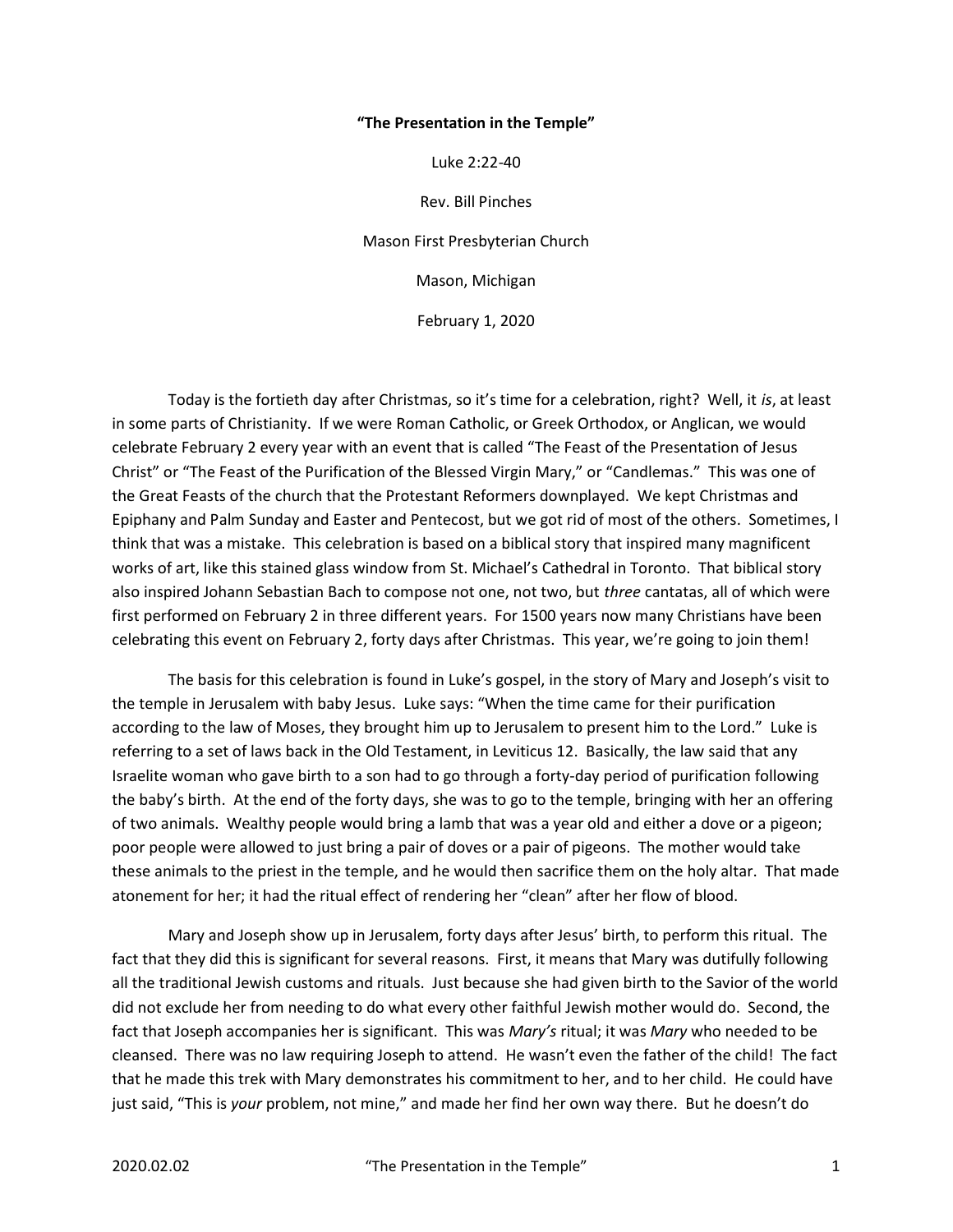**"The Presentation in the Temple"**

Luke 2:22-40

Rev. Bill Pinches

Mason First Presbyterian Church

Mason, Michigan

February 1, 2020

Today is the fortieth day after Christmas, so it's time for a celebration, right? Well, it *is*, at least in some parts of Christianity. If we were Roman Catholic, or Greek Orthodox, or Anglican, we would celebrate February 2 every year with an event that is called "The Feast of the Presentation of Jesus Christ" or "The Feast of the Purification of the Blessed Virgin Mary," or "Candlemas." This was one of the Great Feasts of the church that the Protestant Reformers downplayed. We kept Christmas and Epiphany and Palm Sunday and Easter and Pentecost, but we got rid of most of the others. Sometimes, I think that was a mistake. This celebration is based on a biblical story that inspired many magnificent works of art, like this stained glass window from St. Michael's Cathedral in Toronto. That biblical story also inspired Johann Sebastian Bach to compose not one, not two, but *three* cantatas, all of which were first performed on February 2 in three different years. For 1500 years now many Christians have been celebrating this event on February 2, forty days after Christmas. This year, we're going to join them!

The basis for this celebration is found in Luke's gospel, in the story of Mary and Joseph's visit to the temple in Jerusalem with baby Jesus. Luke says: "When the time came for their purification according to the law of Moses, they brought him up to Jerusalem to present him to the Lord." Luke is referring to a set of laws back in the Old Testament, in Leviticus 12. Basically, the law said that any Israelite woman who gave birth to a son had to go through a forty-day period of purification following the baby's birth. At the end of the forty days, she was to go to the temple, bringing with her an offering of two animals. Wealthy people would bring a lamb that was a year old and either a dove or a pigeon; poor people were allowed to just bring a pair of doves or a pair of pigeons. The mother would take these animals to the priest in the temple, and he would then sacrifice them on the holy altar. That made atonement for her; it had the ritual effect of rendering her "clean" after her flow of blood.

Mary and Joseph show up in Jerusalem, forty days after Jesus' birth, to perform this ritual. The fact that they did this is significant for several reasons. First, it means that Mary was dutifully following all the traditional Jewish customs and rituals. Just because she had given birth to the Savior of the world did not exclude her from needing to do what every other faithful Jewish mother would do. Second, the fact that Joseph accompanies her is significant. This was *Mary's* ritual; it was *Mary* who needed to be cleansed. There was no law requiring Joseph to attend. He wasn't even the father of the child! The fact that he made this trek with Mary demonstrates his commitment to her, and to her child. He could have just said, "This is *your* problem, not mine," and made her find her own way there. But he doesn't do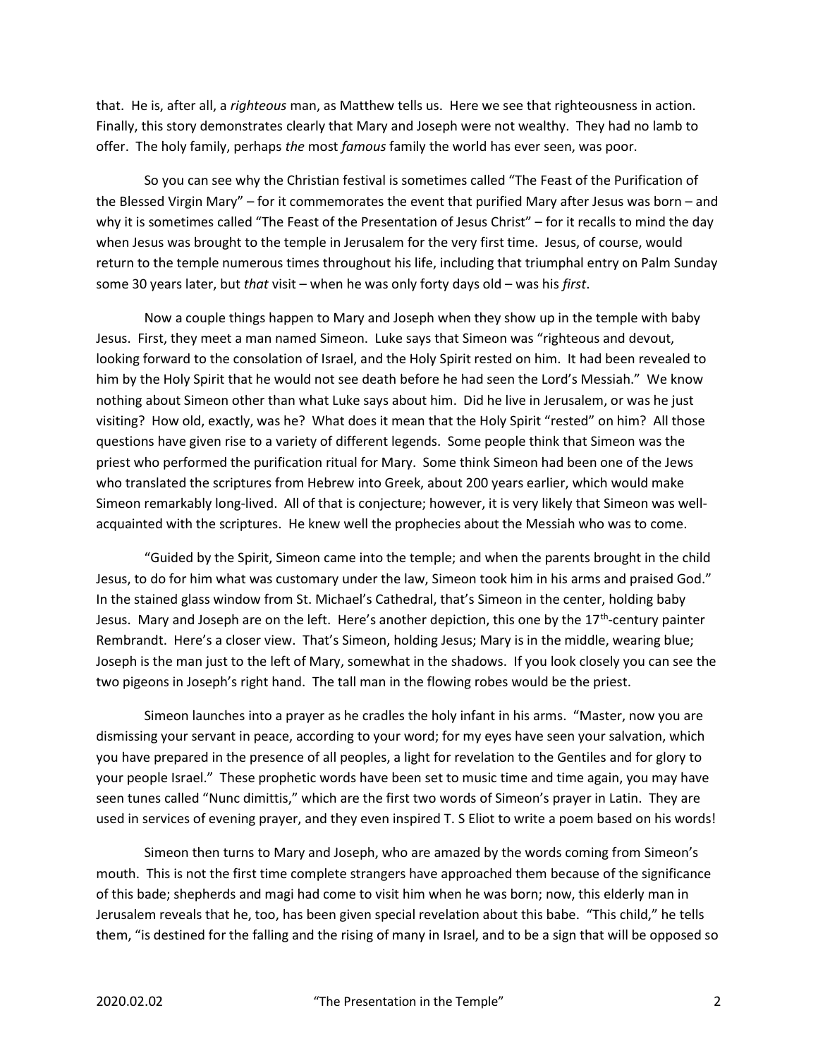that. He is, after all, a *righteous* man, as Matthew tells us. Here we see that righteousness in action. Finally, this story demonstrates clearly that Mary and Joseph were not wealthy. They had no lamb to offer. The holy family, perhaps *the* most *famous* family the world has ever seen, was poor.

So you can see why the Christian festival is sometimes called "The Feast of the Purification of the Blessed Virgin Mary" – for it commemorates the event that purified Mary after Jesus was born – and why it is sometimes called "The Feast of the Presentation of Jesus Christ" – for it recalls to mind the day when Jesus was brought to the temple in Jerusalem for the very first time. Jesus, of course, would return to the temple numerous times throughout his life, including that triumphal entry on Palm Sunday some 30 years later, but *that* visit – when he was only forty days old – was his *first*.

Now a couple things happen to Mary and Joseph when they show up in the temple with baby Jesus. First, they meet a man named Simeon. Luke says that Simeon was "righteous and devout, looking forward to the consolation of Israel, and the Holy Spirit rested on him. It had been revealed to him by the Holy Spirit that he would not see death before he had seen the Lord's Messiah." We know nothing about Simeon other than what Luke says about him. Did he live in Jerusalem, or was he just visiting? How old, exactly, was he? What does it mean that the Holy Spirit "rested" on him? All those questions have given rise to a variety of different legends. Some people think that Simeon was the priest who performed the purification ritual for Mary. Some think Simeon had been one of the Jews who translated the scriptures from Hebrew into Greek, about 200 years earlier, which would make Simeon remarkably long-lived. All of that is conjecture; however, it is very likely that Simeon was well-acquainted with the scriptures. He knew well the prophecies about the Messiah who was to come.

"Guided by the Spirit, Simeon came into the temple; and when the parents brought in the child Jesus, to do for him what was customary under the law, Simeon took him in his arms and praised God." In the stained glass window from St. Michael's Cathedral, that's Simeon in the center, holding baby Jesus. Mary and Joseph are on the left. Here's another depiction, this one by the 17th-century painter Rembrandt. Here's a closer view. That's Simeon, holding Jesus; Mary is in the middle, wearing blue; Joseph is the man just to the left of Mary, somewhat in the shadows. If you look closely you can see the two pigeons in Joseph's right hand. The tall man in the flowing robes would be the priest.

Simeon launches into a prayer as he cradles the holy infant in his arms. "Master, now you are dismissing your servant in peace, according to your word; for my eyes have seen your salvation, which you have prepared in the presence of all peoples, a light for revelation to the Gentiles and for glory to your people Israel." These prophetic words have been set to music time and time again, you may have seen tunes called "Nunc dimittis," which are the first two words of Simeon's prayer in Latin. They are used in services of evening prayer, and they even inspired T. S Eliot to write a poem based on his words!

Simeon then turns to Mary and Joseph, who are amazed by the words coming from Simeon's mouth. This is not the first time complete strangers have approached them because of the significance of this bade; shepherds and magi had come to visit him when he was born; now, this elderly man in Jerusalem reveals that he, too, has been given special revelation about this babe. "This child," he tells them, "is destined for the falling and the rising of many in Israel, and to be a sign that will be opposed so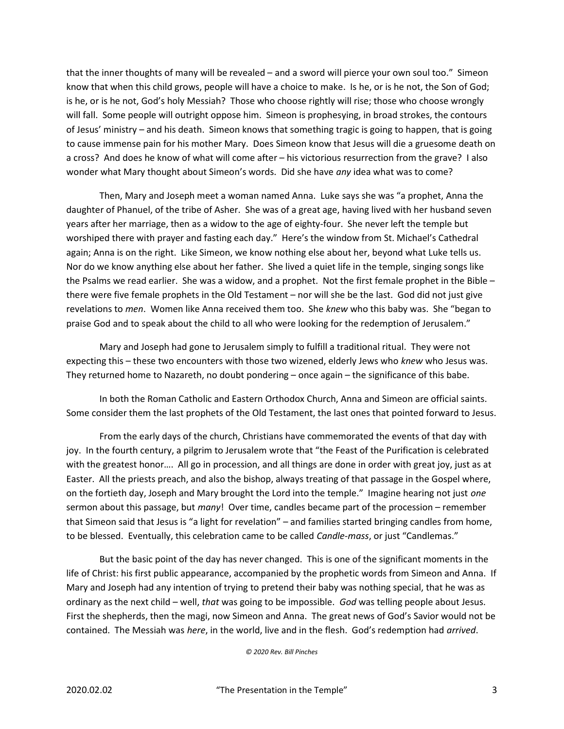that the inner thoughts of many will be revealed – and a sword will pierce your own soul too." Simeon know that when this child grows, people will have a choice to make. Is he, or is he not, the Son of God; is he, or is he not, God's holy Messiah? Those who choose rightly will rise; those who choose wrongly will fall. Some people will outright oppose him. Simeon is prophesying, in broad strokes, the contours of Jesus' ministry – and his death. Simeon knows that something tragic is going to happen, that is going to cause immense pain for his mother Mary. Does Simeon know that Jesus will die a gruesome death on a cross? And does he know of what will come after – his victorious resurrection from the grave? I also wonder what Mary thought about Simeon's words. Did she have *any* idea what was to come?

Then, Mary and Joseph meet a woman named Anna. Luke says she was "a prophet, Anna the daughter of Phanuel, of the tribe of Asher. She was of a great age, having lived with her husband seven years after her marriage, then as a widow to the age of eighty-four. She never left the temple but worshiped there with prayer and fasting each day." Here's the window from St. Michael's Cathedral again; Anna is on the right. Like Simeon, we know nothing else about her, beyond what Luke tells us. Nor do we know anything else about her father. She lived a quiet life in the temple, singing songs like the Psalms we read earlier. She was a widow, and a prophet. Not the first female prophet in the Bible – there were five female prophets in the Old Testament – nor will she be the last. God did not just give revelations to *men*. Women like Anna received them too. She *knew* who this baby was. She "began to praise God and to speak about the child to all who were looking for the redemption of Jerusalem."

Mary and Joseph had gone to Jerusalem simply to fulfill a traditional ritual. They were not expecting this – these two encounters with those two wizened, elderly Jews who *knew* who Jesus was. They returned home to Nazareth, no doubt pondering – once again – the significance of this babe.

In both the Roman Catholic and Eastern Orthodox Church, Anna and Simeon are official saints. Some consider them the last prophets of the Old Testament, the last ones that pointed forward to Jesus.

From the early days of the church, Christians have commemorated the events of that day with joy. In the fourth century, a pilgrim to Jerusalem wrote that "the Feast of the Purification is celebrated with the greatest honor…. All go in procession, and all things are done in order with great joy, just as at Easter. All the priests preach, and also the bishop, always treating of that passage in the Gospel where, on the fortieth day, Joseph and Mary brought the Lord into the temple." Imagine hearing not just *one* sermon about this passage, but *many*! Over time, candles became part of the procession – remember that Simeon said that Jesus is "a light for revelation" – and families started bringing candles from home, to be blessed. Eventually, this celebration came to be called *Candle-mass*, or just "Candlemas."

But the basic point of the day has never changed. This is one of the significant moments in the life of Christ: his first public appearance, accompanied by the prophetic words from Simeon and Anna. If Mary and Joseph had any intention of trying to pretend their baby was nothing special, that he was as ordinary as the next child – well, *that* was going to be impossible. *God* was telling people about Jesus. First the shepherds, then the magi, now Simeon and Anna. The great news of God's Savior would not be contained. The Messiah was *here*, in the world, live and in the flesh. God's redemption had *arrived*.

*© 2020 Rev. Bill Pinches*